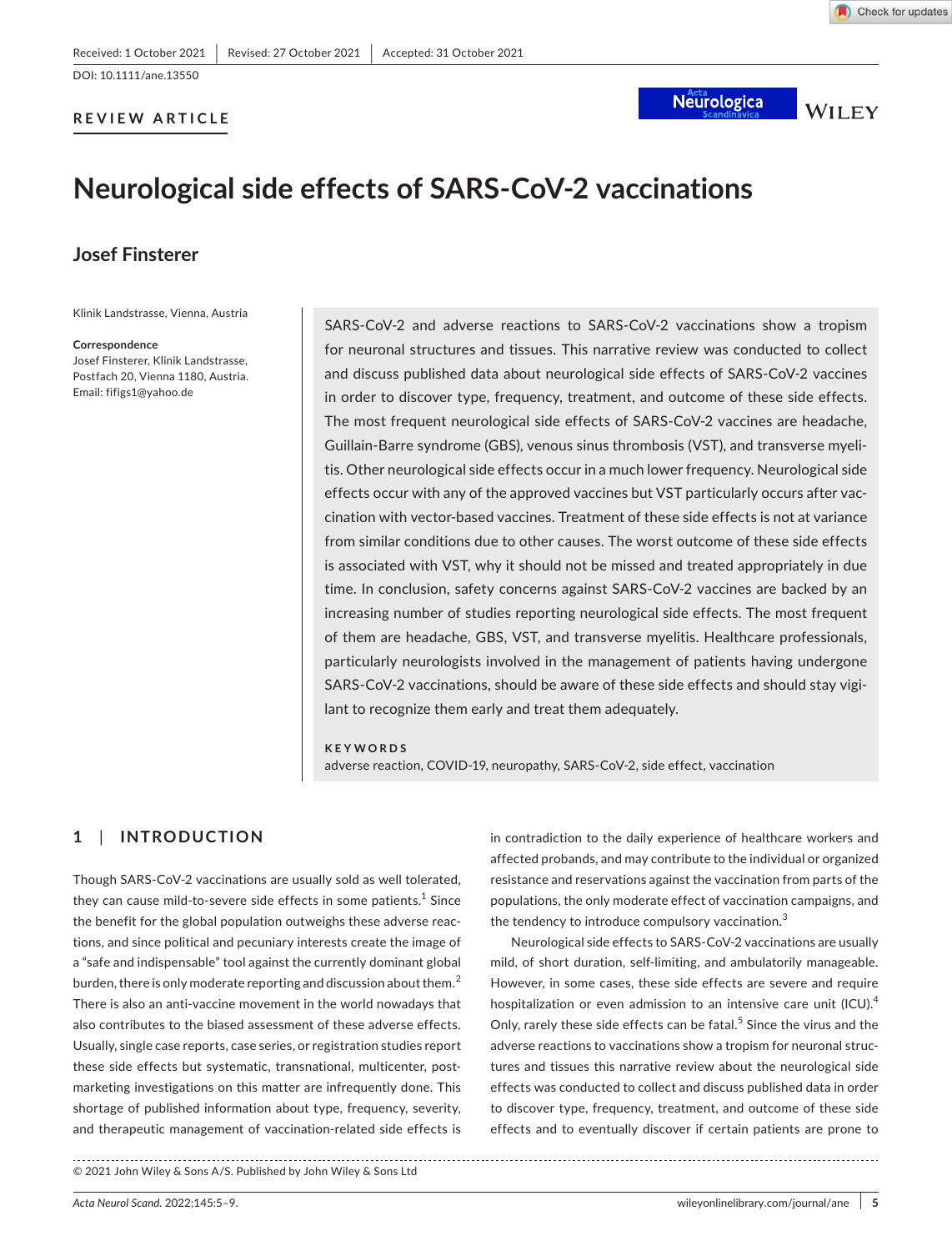Received: 1 October 2021 | Revised: 27 October 2021 | Accepted: 31 October 2021

DOI: 10.1111/ane.13550

**REVIEW ARTICLE**

# Neurological side effects of SARS-CoV-2 vaccinations

**Josef Finsterer**

Klinik Landstrasse, Vienna, Austria

**Correspondence**
Josef Finsterer, Klinik Landstrasse, Postfach 20, Vienna 1180, Austria.
Email: fifigs1@yahoo.de

SARS-CoV-2 and adverse reactions to SARS-CoV-2 vaccinations show a tropism for neuronal structures and tissues. This narrative review was conducted to collect and discuss published data about neurological side effects of SARS-CoV-2 vaccines in order to discover type, frequency, treatment, and outcome of these side effects. The most frequent neurological side effects of SARS-CoV-2 vaccines are headache, Guillain-Barre syndrome (GBS), venous sinus thrombosis (VST), and transverse myelitis. Other neurological side effects occur in a much lower frequency. Neurological side effects occur with any of the approved vaccines but VST particularly occurs after vaccination with vector-based vaccines. Treatment of these side effects is not at variance from similar conditions due to other causes. The worst outcome of these side effects is associated with VST, why it should not be missed and treated appropriately in due time. In conclusion, safety concerns against SARS-CoV-2 vaccines are backed by an increasing number of studies reporting neurological side effects. The most frequent of them are headache, GBS, VST, and transverse myelitis. Healthcare professionals, particularly neurologists involved in the management of patients having undergone SARS-CoV-2 vaccinations, should be aware of these side effects and should stay vigilant to recognize them early and treat them adequately.

**KEYWORDS**
adverse reaction, COVID-19, neuropathy, SARS-CoV-2, side effect, vaccination

## 1 | INTRODUCTION

Though SARS-CoV-2 vaccinations are usually sold as well tolerated, they can cause mild-to-severe side effects in some patients.[1] Since the benefit for the global population outweighs these adverse reactions, and since political and pecuniary interests create the image of a "safe and indispensable" tool against the currently dominant global burden, there is only moderate reporting and discussion about them.[2] There is also an anti-vaccine movement in the world nowadays that also contributes to the biased assessment of these adverse effects. Usually, single case reports, case series, or registration studies report these side effects but systematic, transnational, multicenter, post-marketing investigations on this matter are infrequently done. This shortage of published information about type, frequency, severity, and therapeutic management of vaccination-related side effects is in contradiction to the daily experience of healthcare workers and affected probands, and may contribute to the individual or organized resistance and reservations against the vaccination from parts of the populations, the only moderate effect of vaccination campaigns, and the tendency to introduce compulsory vaccination.[3]

Neurological side effects to SARS-CoV-2 vaccinations are usually mild, of short duration, self-limiting, and ambulatorily manageable. However, in some cases, these side effects are severe and require hospitalization or even admission to an intensive care unit (ICU).[4] Only, rarely these side effects can be fatal.[5] Since the virus and the adverse reactions to vaccinations show a tropism for neuronal structures and tissues this narrative review about the neurological side effects was conducted to collect and discuss published data in order to discover type, frequency, treatment, and outcome of these side effects and to eventually discover if certain patients are prone to

© 2021 John Wiley & Sons A/S. Published by John Wiley & Sons Ltd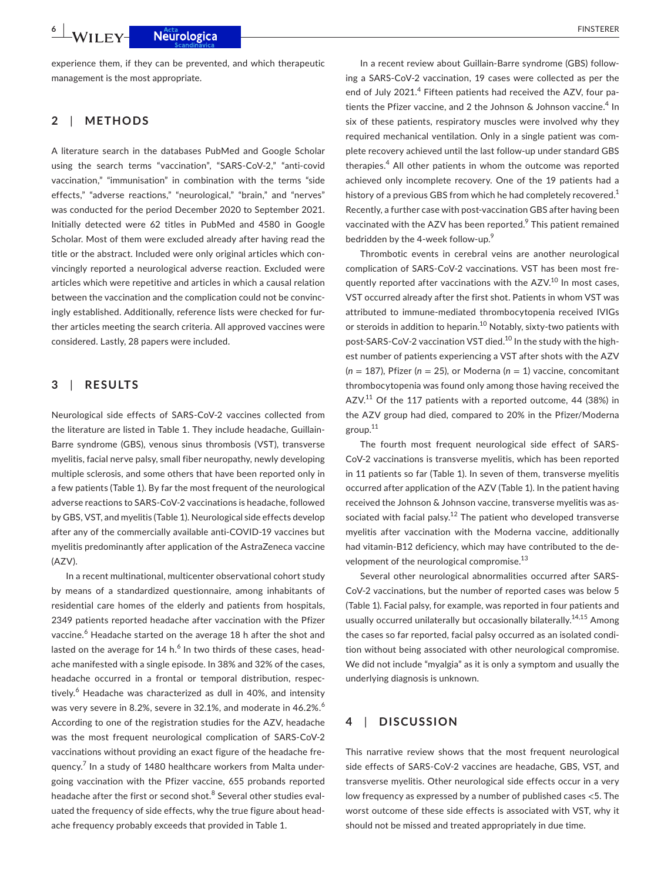experience them, if they can be prevented, and which therapeutic management is the most appropriate.

## 2 | METHODS

A literature search in the databases PubMed and Google Scholar using the search terms "vaccination", "SARS-CoV-2," "anti-covid vaccination," "immunisation" in combination with the terms "side effects," "adverse reactions," "neurological," "brain," and "nerves" was conducted for the period December 2020 to September 2021. Initially detected were 62 titles in PubMed and 4580 in Google Scholar. Most of them were excluded already after having read the title or the abstract. Included were only original articles which convincingly reported a neurological adverse reaction. Excluded were articles which were repetitive and articles in which a causal relation between the vaccination and the complication could not be convincingly established. Additionally, reference lists were checked for further articles meeting the search criteria. All approved vaccines were considered. Lastly, 28 papers were included.

## 3 | RESULTS

Neurological side effects of SARS-CoV-2 vaccines collected from the literature are listed in Table 1. They include headache, Guillain-Barre syndrome (GBS), venous sinus thrombosis (VST), transverse myelitis, facial nerve palsy, small fiber neuropathy, newly developing multiple sclerosis, and some others that have been reported only in a few patients (Table 1). By far the most frequent of the neurological adverse reactions to SARS-CoV-2 vaccinations is headache, followed by GBS, VST, and myelitis (Table 1). Neurological side effects develop after any of the commercially available anti-COVID-19 vaccines but myelitis predominantly after application of the AstraZeneca vaccine (AZV).

In a recent multinational, multicenter observational cohort study by means of a standardized questionnaire, among inhabitants of residential care homes of the elderly and patients from hospitals, 2349 patients reported headache after vaccination with the Pfizer vaccine.[6] Headache started on the average 18 h after the shot and lasted on the average for 14 h.[6] In two thirds of these cases, headache manifested with a single episode. In 38% and 32% of the cases, headache occurred in a frontal or temporal distribution, respectively.[6] Headache was characterized as dull in 40%, and intensity was very severe in 8.2%, severe in 32.1%, and moderate in 46.2%.[6] According to one of the registration studies for the AZV, headache was the most frequent neurological complication of SARS-CoV-2 vaccinations without providing an exact figure of the headache frequency.[7] In a study of 1480 healthcare workers from Malta undergoing vaccination with the Pfizer vaccine, 655 probands reported headache after the first or second shot.[8] Several other studies evaluated the frequency of side effects, why the true figure about headache frequency probably exceeds that provided in Table 1.

In a recent review about Guillain-Barre syndrome (GBS) following a SARS-CoV-2 vaccination, 19 cases were collected as per the end of July 2021.[4] Fifteen patients had received the AZV, four patients the Pfizer vaccine, and 2 the Johnson & Johnson vaccine.[4] In six of these patients, respiratory muscles were involved why they required mechanical ventilation. Only in a single patient was complete recovery achieved until the last follow-up under standard GBS therapies.[4] All other patients in whom the outcome was reported achieved only incomplete recovery. One of the 19 patients had a history of a previous GBS from which he had completely recovered.[1] Recently, a further case with post-vaccination GBS after having been vaccinated with the AZV has been reported.[9] This patient remained bedridden by the 4-week follow-up.[9]

Thrombotic events in cerebral veins are another neurological complication of SARS-CoV-2 vaccinations. VST has been most frequently reported after vaccinations with the AZV.[10] In most cases, VST occurred already after the first shot. Patients in whom VST was attributed to immune-mediated thrombocytopenia received IVIGs or steroids in addition to heparin.[10] Notably, sixty-two patients with post-SARS-CoV-2 vaccination VST died.[10] In the study with the highest number of patients experiencing a VST after shots with the AZV ($n = 187$), Pfizer ($n = 25$), or Moderna ($n = 1$) vaccine, concomitant thrombocytopenia was found only among those having received the AZV.[11] Of the 117 patients with a reported outcome, 44 (38%) in the AZV group had died, compared to 20% in the Pfizer/Moderna group.[11]

The fourth most frequent neurological side effect of SARS-CoV-2 vaccinations is transverse myelitis, which has been reported in 11 patients so far (Table 1). In seven of them, transverse myelitis occurred after application of the AZV (Table 1). In the patient having received the Johnson & Johnson vaccine, transverse myelitis was associated with facial palsy.[12] The patient who developed transverse myelitis after vaccination with the Moderna vaccine, additionally had vitamin-B12 deficiency, which may have contributed to the development of the neurological compromise.[13]

Several other neurological abnormalities occurred after SARS-CoV-2 vaccinations, but the number of reported cases was below 5 (Table 1). Facial palsy, for example, was reported in four patients and usually occurred unilaterally but occasionally bilaterally.[14,15] Among the cases so far reported, facial palsy occurred as an isolated condition without being associated with other neurological compromise. We did not include "myalgia" as it is only a symptom and usually the underlying diagnosis is unknown.

## 4 | DISCUSSION

This narrative review shows that the most frequent neurological side effects of SARS-CoV-2 vaccines are headache, GBS, VST, and transverse myelitis. Other neurological side effects occur in a very low frequency as expressed by a number of published cases <5. The worst outcome of these side effects is associated with VST, why it should not be missed and treated appropriately in due time.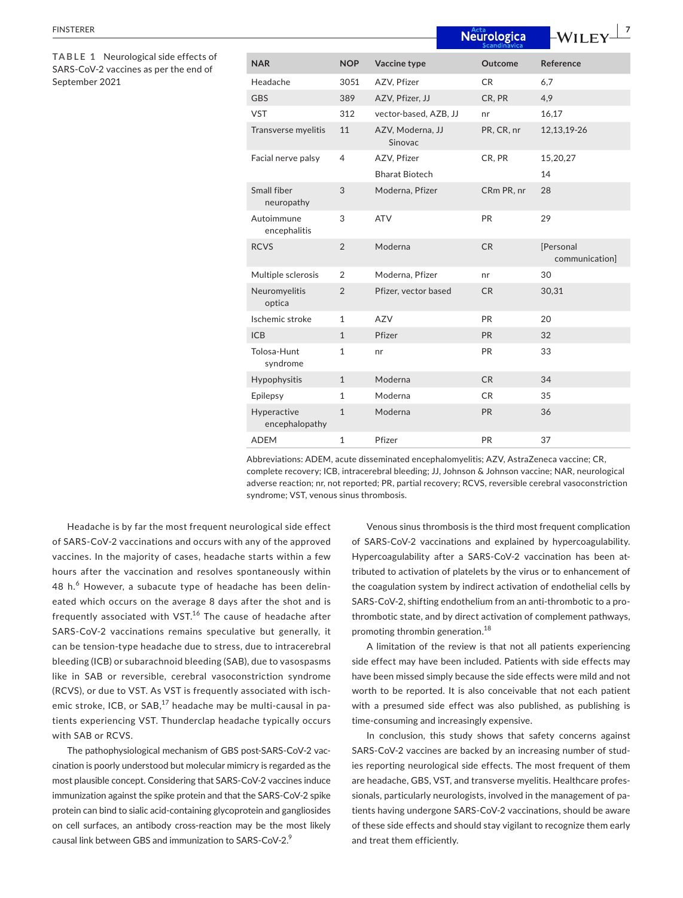**TABLE 1** Neurological side effects of SARS-CoV-2 vaccines as per the end of September 2021

| NAR | NOP | Vaccine type | Outcome | Reference |
|---|---|---|---|---|
| Headache | 3051 | AZV, Pfizer | CR | 6,7 |
| GBS | 389 | AZV, Pfizer, JJ | CR, PR | 4,9 |
| VST | 312 | vector-based, AZB, JJ | nr | 16,17 |
| Transverse myelitis | 11 | AZV, Moderna, JJ Sinovac | PR, CR, nr | 12,13,19-26 |
| Facial nerve palsy | 4 | AZV, Pfizer | CR, PR | 15,20,27 |
| | | Bharat Biotech | | 14 |
| Small fiber neuropathy | 3 | Moderna, Pfizer | CRm PR, nr | 28 |
| Autoimmune encephalitis | 3 | ATV | PR | 29 |
| RCVS | 2 | Moderna | CR | [Personal communication] |
| Multiple sclerosis | 2 | Moderna, Pfizer | nr | 30 |
| Neuromyelitis optica | 2 | Pfizer, vector based | CR | 30,31 |
| Ischemic stroke | 1 | AZV | PR | 20 |
| ICB | 1 | Pfizer | PR | 32 |
| Tolosa-Hunt syndrome | 1 | nr | PR | 33 |
| Hypophysitis | 1 | Moderna | CR | 34 |
| Epilepsy | 1 | Moderna | CR | 35 |
| Hyperactive encephalopathy | 1 | Moderna | PR | 36 |
| ADEM | 1 | Pfizer | PR | 37 |

Abbreviations: ADEM, acute disseminated encephalomyelitis; AZV, AstraZeneca vaccine; CR, complete recovery; ICB, intracerebral bleeding; JJ, Johnson & Johnson vaccine; NAR, neurological adverse reaction; nr, not reported; PR, partial recovery; RCVS, reversible cerebral vasoconstriction syndrome; VST, venous sinus thrombosis.

Headache is by far the most frequent neurological side effect of SARS-CoV-2 vaccinations and occurs with any of the approved vaccines. In the majority of cases, headache starts within a few hours after the vaccination and resolves spontaneously within 48 h.[6] However, a subacute type of headache has been delineated which occurs on the average 8 days after the shot and is frequently associated with VST.[16] The cause of headache after SARS-CoV-2 vaccinations remains speculative but generally, it can be tension-type headache due to stress, due to intracerebral bleeding (ICB) or subarachnoid bleeding (SAB), due to vasospasms like in SAB or reversible, cerebral vasoconstriction syndrome (RCVS), or due to VST. As VST is frequently associated with ischemic stroke, ICB, or SAB,[17] headache may be multi-causal in patients experiencing VST. Thunderclap headache typically occurs with SAB or RCVS.

The pathophysiological mechanism of GBS post-SARS-CoV-2 vaccination is poorly understood but molecular mimicry is regarded as the most plausible concept. Considering that SARS-CoV-2 vaccines induce immunization against the spike protein and that the SARS-CoV-2 spike protein can bind to sialic acid-containing glycoprotein and gangliosides on cell surfaces, an antibody cross-reaction may be the most likely causal link between GBS and immunization to SARS-CoV-2.[9]

Venous sinus thrombosis is the third most frequent complication of SARS-CoV-2 vaccinations and explained by hypercoagulability. Hypercoagulability after a SARS-CoV-2 vaccination has been attributed to activation of platelets by the virus or to enhancement of the coagulation system by indirect activation of endothelial cells by SARS-CoV-2, shifting endothelium from an anti-thrombotic to a pro-thrombotic state, and by direct activation of complement pathways, promoting thrombin generation.[18]

A limitation of the review is that not all patients experiencing side effect may have been included. Patients with side effects may have been missed simply because the side effects were mild and not worth to be reported. It is also conceivable that not each patient with a presumed side effect was also published, as publishing is time-consuming and increasingly expensive.

In conclusion, this study shows that safety concerns against SARS-CoV-2 vaccines are backed by an increasing number of studies reporting neurological side effects. The most frequent of them are headache, GBS, VST, and transverse myelitis. Healthcare professionals, particularly neurologists, involved in the management of patients having undergone SARS-CoV-2 vaccinations, should be aware of these side effects and should stay vigilant to recognize them early and treat them efficiently.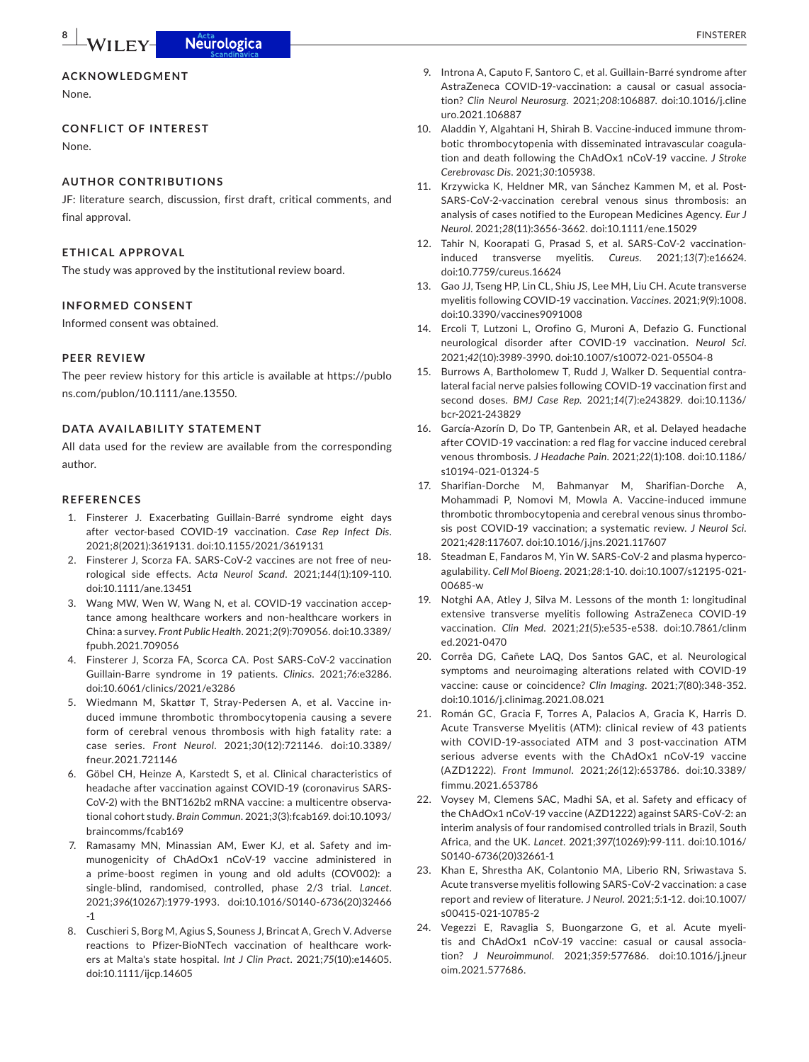## ACKNOWLEDGMENT

None.

## CONFLICT OF INTEREST

None.

## AUTHOR CONTRIBUTIONS

JF: literature search, discussion, first draft, critical comments, and final approval.

## ETHICAL APPROVAL

The study was approved by the institutional review board.

## INFORMED CONSENT

Informed consent was obtained.

## PEER REVIEW

The peer review history for this article is available at https://publons.com/publon/10.1111/ane.13550.

## DATA AVAILABILITY STATEMENT

All data used for the review are available from the corresponding author.

## REFERENCES

1. Finsterer J. Exacerbating Guillain-Barré syndrome eight days after vector-based COVID-19 vaccination. *Case Rep Infect Dis*. 2021;*8*(2021):3619131. doi:10.1155/2021/3619131
2. Finsterer J, Scorza FA. SARS-CoV-2 vaccines are not free of neurological side effects. *Acta Neurol Scand*. 2021;*144*(1):109-110. doi:10.1111/ane.13451
3. Wang MW, Wen W, Wang N, et al. COVID-19 vaccination acceptance among healthcare workers and non-healthcare workers in China: a survey. *Front Public Health*. 2021;*2*(9):709056. doi:10.3389/fpubh.2021.709056
4. Finsterer J, Scorza FA, Scorza CA. Post SARS-CoV-2 vaccination Guillain-Barre syndrome in 19 patients. *Clinics*. 2021;*76*:e3286. doi:10.6061/clinics/2021/e3286
5. Wiedmann M, Skattør T, Stray-Pedersen A, et al. Vaccine induced immune thrombotic thrombocytopenia causing a severe form of cerebral venous thrombosis with high fatality rate: a case series. *Front Neurol*. 2021;*30*(12):721146. doi:10.3389/fneur.2021.721146
6. Göbel CH, Heinze A, Karstedt S, et al. Clinical characteristics of headache after vaccination against COVID-19 (coronavirus SARS-CoV-2) with the BNT162b2 mRNA vaccine: a multicentre observational cohort study. *Brain Commun*. 2021;*3*(3):fcab169. doi:10.1093/braincomms/fcab169
7. Ramasamy MN, Minassian AM, Ewer KJ, et al. Safety and immunogenicity of ChAdOx1 nCoV-19 vaccine administered in a prime-boost regimen in young and old adults (COV002): a single-blind, randomised, controlled, phase 2/3 trial. *Lancet*. 2021;*396*(10267):1979-1993. doi:10.1016/S0140-6736(20)32466-1
8. Cuschieri S, Borg M, Agius S, Souness J, Brincat A, Grech V. Adverse reactions to Pfizer-BioNTech vaccination of healthcare workers at Malta's state hospital. *Int J Clin Pract*. 2021;*75*(10):e14605. doi:10.1111/ijcp.14605
9. Introna A, Caputo F, Santoro C, et al. Guillain-Barré syndrome after AstraZeneca COVID-19-vaccination: a causal or casual association? *Clin Neurol Neurosurg*. 2021;*208*:106887. doi:10.1016/j.clineuro.2021.106887
10. Aladdin Y, Algahtani H, Shirah B. Vaccine-induced immune thrombotic thrombocytopenia with disseminated intravascular coagulation and death following the ChAdOx1 nCoV-19 vaccine. *J Stroke Cerebrovasc Dis*. 2021;*30*:105938.
11. Krzywicka K, Heldner MR, van Sánchez Kammen M, et al. Post-SARS-CoV-2-vaccination cerebral venous sinus thrombosis: an analysis of cases notified to the European Medicines Agency. *Eur J Neurol*. 2021;*28*(11):3656-3662. doi:10.1111/ene.15029
12. Tahir N, Koorapati G, Prasad S, et al. SARS-CoV-2 vaccination-induced transverse myelitis. *Cureus*. 2021;*13*(7):e16624. doi:10.7759/cureus.16624
13. Gao JJ, Tseng HP, Lin CL, Shiu JS, Lee MH, Liu CH. Acute transverse myelitis following COVID-19 vaccination. *Vaccines*. 2021;*9*(9):1008. doi:10.3390/vaccines9091008
14. Ercoli T, Lutzoni L, Orofino G, Muroni A, Defazio G. Functional neurological disorder after COVID-19 vaccination. *Neurol Sci*. 2021;*42*(10):3989-3990. doi:10.1007/s10072-021-05504-8
15. Burrows A, Bartholomew T, Rudd J, Walker D. Sequential contralateral facial nerve palsies following COVID-19 vaccination first and second doses. *BMJ Case Rep*. 2021;*14*(7):e243829. doi:10.1136/bcr-2021-243829
16. García-Azorín D, Do TP, Gantenbein AR, et al. Delayed headache after COVID-19 vaccination: a red flag for vaccine induced cerebral venous thrombosis. *J Headache Pain*. 2021;*22*(1):108. doi:10.1186/s10194-021-01324-5
17. Sharifian-Dorche M, Bahmanyar M, Sharifian-Dorche A, Mohammadi P, Nomovi M, Mowla A. Vaccine-induced immune thrombotic thrombocytopenia and cerebral venous sinus thrombosis post COVID-19 vaccination; a systematic review. *J Neurol Sci*. 2021;*428*:117607. doi:10.1016/j.jns.2021.117607
18. Steadman E, Fandaros M, Yin W. SARS-CoV-2 and plasma hypercoagulability. *Cell Mol Bioeng*. 2021;*28*:1-10. doi:10.1007/s12195-021-00685-w
19. Notghi AA, Atley J, Silva M. Lessons of the month 1: longitudinal extensive transverse myelitis following AstraZeneca COVID-19 vaccination. *Clin Med*. 2021;*21*(5):e535-e538. doi:10.7861/clinmed.2021-0470
20. Corrêa DG, Cañete LAQ, Dos Santos GAC, et al. Neurological symptoms and neuroimaging alterations related with COVID-19 vaccine: cause or coincidence? *Clin Imaging*. 2021;*7*(80):348-352. doi:10.1016/j.clinimag.2021.08.021
21. Román GC, Gracia F, Torres A, Palacios A, Gracia K, Harris D. Acute Transverse Myelitis (ATM): clinical review of 43 patients with COVID-19-associated ATM and 3 post-vaccination ATM serious adverse events with the ChAdOx1 nCoV-19 vaccine (AZD1222). *Front Immunol*. 2021;*26*(12):653786. doi:10.3389/fimmu.2021.653786
22. Voysey M, Clemens SAC, Madhi SA, et al. Safety and efficacy of the ChAdOx1 nCoV-19 vaccine (AZD1222) against SARS-CoV-2: an interim analysis of four randomised controlled trials in Brazil, South Africa, and the UK. *Lancet*. 2021;*397*(10269):99-111. doi:10.1016/S0140-6736(20)32661-1
23. Khan E, Shrestha AK, Colantonio MA, Liberio RN, Sriwastava S. Acute transverse myelitis following SARS-CoV-2 vaccination: a case report and review of literature. *J Neurol*. 2021;*5*:1-12. doi:10.1007/s00415-021-10785-2
24. Vegezzi E, Ravaglia S, Buongarzone G, et al. Acute myelitis and ChAdOx1 nCoV-19 vaccine: casual or causal association? *J Neuroimmunol*. 2021;*359*:577686. doi:10.1016/j.jneuroim.2021.577686.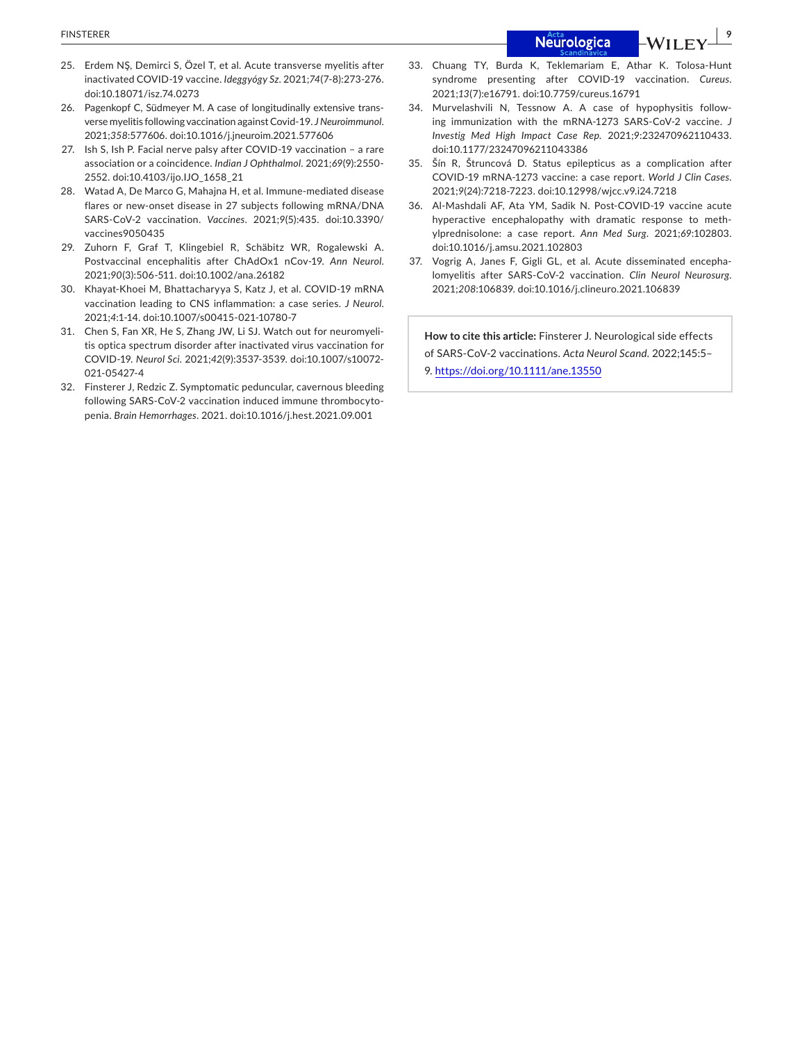25. Erdem NŞ, Demirci S, Özel T, et al. Acute transverse myelitis after inactivated COVID-19 vaccine. *Ideggyógy Sz*. 2021;*74*(7-8):273-276. doi:10.18071/isz.74.0273
26. Pagenkopf C, Südmeyer M. A case of longitudinally extensive transverse myelitis following vaccination against Covid-19. *J Neuroimmunol*. 2021;*358*:577606. doi:10.1016/j.jneuroim.2021.577606
27. Ish S, Ish P. Facial nerve palsy after COVID-19 vaccination – a rare association or a coincidence. *Indian J Ophthalmol*. 2021;*69*(9):2550-2552. doi:10.4103/ijo.IJO_1658_21
28. Watad A, De Marco G, Mahajna H, et al. Immune-mediated disease flares or new-onset disease in 27 subjects following mRNA/DNA SARS-CoV-2 vaccination. *Vaccines*. 2021;*9*(5):435. doi:10.3390/vaccines9050435
29. Zuhorn F, Graf T, Klingebiel R, Schäbitz WR, Rogalewski A. Postvaccinal encephalitis after ChAdOx1 nCov-19. *Ann Neurol*. 2021;*90*(3):506-511. doi:10.1002/ana.26182
30. Khayat-Khoei M, Bhattacharyya S, Katz J, et al. COVID-19 mRNA vaccination leading to CNS inflammation: a case series. *J Neurol*. 2021;*4*:1-14. doi:10.1007/s00415-021-10780-7
31. Chen S, Fan XR, He S, Zhang JW, Li SJ. Watch out for neuromyelitis optica spectrum disorder after inactivated virus vaccination for COVID-19. *Neurol Sci*. 2021;*42*(9):3537-3539. doi:10.1007/s10072-021-05427-4
32. Finsterer J, Redzic Z. Symptomatic peduncular, cavernous bleeding following SARS-CoV-2 vaccination induced immune thrombocytopenia. *Brain Hemorrhages*. 2021. doi:10.1016/j.hest.2021.09.001
33. Chuang TY, Burda K, Teklemariam E, Athar K. Tolosa-Hunt syndrome presenting after COVID-19 vaccination. *Cureus*. 2021;*13*(7):e16791. doi:10.7759/cureus.16791
34. Murvelashvili N, Tessnow A. A case of hypophysitis following immunization with the mRNA-1273 SARS-CoV-2 vaccine. *J Investig Med High Impact Case Rep*. 2021;*9*:232470962110433. doi:10.1177/23247096211043386
35. Šín R, Štruncová D. Status epilepticus as a complication after COVID-19 mRNA-1273 vaccine: a case report. *World J Clin Cases*. 2021;*9*(24):7218-7223. doi:10.12998/wjcc.v9.i24.7218
36. Al-Mashdali AF, Ata YM, Sadik N. Post-COVID-19 vaccine acute hyperactive encephalopathy with dramatic response to methylprednisolone: a case report. *Ann Med Surg*. 2021;*69*:102803. doi:10.1016/j.amsu.2021.102803
37. Vogrig A, Janes F, Gigli GL, et al. Acute disseminated encephalomyelitis after SARS-CoV-2 vaccination. *Clin Neurol Neurosurg*. 2021;*208*:106839. doi:10.1016/j.clineuro.2021.106839

**How to cite this article:** Finsterer J. Neurological side effects of SARS-CoV-2 vaccinations. *Acta Neurol Scand*. 2022;145:5–9. https://doi.org/10.1111/ane.13550